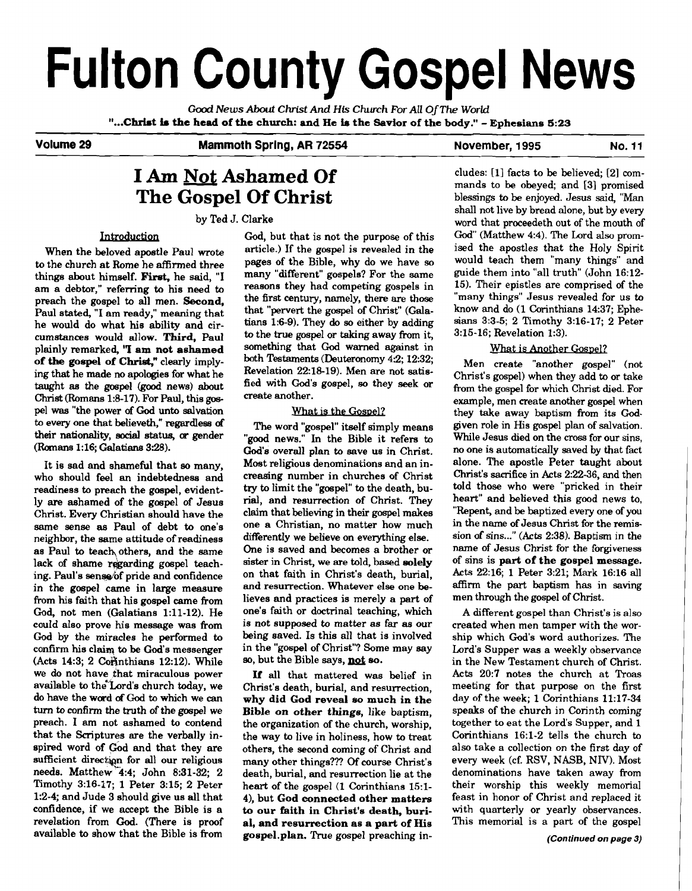# Fulton County Gospel News

*Good News About Christ And His Church For All Of The World*

**"...Christ is the head of the church: and He is the Savior of the body." - Ephesians 5:23**

**Volume 29** — **Mammoth Spring, AR 72554** — **November, 1995** — **No. 11**

## I Am Not Ashamed Of The Gospel Of Christ

by Ted J. Clarke

### Introduction

When the beloved apostle Paul wrote to the church at Rome he affirmed three things about himself. **First,** he said, "I am a debtor," referring to his need to preach the gospel to all men. **Second,** Paul stated, "I am ready," meaning that he would do what his ability and circumstances would allow. **Third,** Paul plainly remarked, **"I am not ashamed of the gospel of Christ,"** clearly implying that he made no apologies for what he taught as the gospel (good news) about Christ (Romans 1:8-17). For Paul, this gospel was "the power of God unto salvation to every one that believeth," regardless of their nationality, social status, or gender (Romans 1:16; Galatians 3:28).

It is sad and shameful that so many, who should feel an indebtedness and readiness to preach the gospel, evidently are ashamed of the gospel of Jesus Christ. Every Christian should have the same sense as Paul of debt to one's neighbor, the same attitude of readiness as Paul to teach others, and the same lack of shame regarding gospel teaching. Paul's sense of pride and confidence in the gospel came in large measure from his faith that his gospel came from God, not men (Galatians 1:11-12). He could also prove his message was from God by the miracles he performed to confirm his claim to be God's messenger (Acts 14:3; 2 Corinthians 12:12). While we do not have that miraculous power available to the Lord's church today, we do have the word of God to which we can turn to confirm the truth of the gospel we preach. I am not ashamed to contend that the Scriptures are the verbally inspired word of God and that they are sufficient direction for all our religious needs. Matthew 4:4; John 8:31-32; 2 Timothy 3:16-17; 1 Peter 3:15; 2 Peter 1:2-4; and Jude 3 should give us all that confidence, if we accept the Bible is a revelation from God. (There is proof available to show that the Bible is from God, but that is not the purpose of this article.) If the gospel is revealed in the pages of the Bible, why do we have so many "different" gospels? For the same reasons they had competing gospels in the first century, namely, there are those that "pervert the gospel of Christ" (Galatians 1:6-9). They do so either by adding to the true gospel or taking away from it, something that God warned against in both Testaments (Deuteronomy 4:2; 12:32; Revelation 22:18-19). Men are not satisfied with God's gospel, so they seek or create another.

### What is the Gospel?

The word "gospel" itself simply means "good news." In the Bible it refers to God's overall plan to save us in Christ. Most religious denominations and an increasing number in churches of Christ try to limit the "gospel" to the death, burial, and resurrection of Christ. They claim that believing in their gospel makes one a Christian, no matter how much differently we believe on everything else. One is saved and becomes a brother or sister in Christ, we are told, based **solely** on that faith in Christ's death, burial, and resurrection. Whatever else one believes and practices is merely a part of one's faith or doctrinal teaching, which is not supposed to matter as far as our being saved. Is this all that is involved in the "gospel of Christ"? Some may say so, but the Bible says, **not** so.

**If** all that mattered was belief in Christ's death, burial, and resurrection, **why did God reveal so much in the Bible on other things,** like baptism, the organization of the church, worship, the way to live in holiness, how to treat others, the second coming of Christ and many other things??? Of course Christ's death, burial, and resurrection lie at the heart of the gospel (1 Corinthians 15:1-4), but **God connected other matters to our faith in Christ's death, burial, and resurrection as a part of His gospel plan.** True gospel preaching includes: [1] facts to be believed; [2] commands to be obeyed; and [3] promised blessings to be enjoyed. Jesus said, "Man shall not live by bread alone, but by every word that proceedeth out of the mouth of God" (Matthew 4:4). The Lord also promised the apostles that the Holy Spirit would teach them "many things" and guide them into "all truth" (John 16:12-15). Their epistles are comprised of the "many things" Jesus revealed for us to know and do (1 Corinthians 14:37; Ephesians 3:3-5; 2 Timothy 3:16-17; 2 Peter 3:15-16; Revelation 1:3).

### What is Another Gospel?

Men create "another gospel" (not Christ's gospel) when they add to or take from the gospel for which Christ died. For example, men create another gospel when they take away baptism from its God-given role in His gospel plan of salvation. While Jesus died on the cross for our sins, no one is automatically saved by that fact alone. The apostle Peter taught about Christ's sacrifice in Acts 2:22-36, and then told those who were "pricked in their heart" and believed this good news to, "Repent, and be baptized every one of you in the name of Jesus Christ for the remission of sins..." (Acts 2:38). Baptism in the name of Jesus Christ for the forgiveness of sins is **part of the gospel message.** Acts 22:16; 1 Peter 3:21; Mark 16:16 all affirm the part baptism has in saving men through the gospel of Christ.

A different gospel than Christ's is also created when men tamper with the worship which God's word authorizes. The Lord's Supper was a weekly observance in the New Testament church of Christ. Acts 20:7 notes the church at Troas meeting for that purpose on the first day of the week; 1 Corinthians 11:17-34 speaks of the church in Corinth coming together to eat the Lord's Supper, and 1 Corinthians 16:1-2 tells the church to also take a collection on the first day of every week (cf. RSV, NASB, NIV). Most denominations have taken away from their worship this weekly memorial feast in honor of Christ and replaced it with quarterly or yearly observances. This memorial is a part of the gospel

*(Continued on page 3)*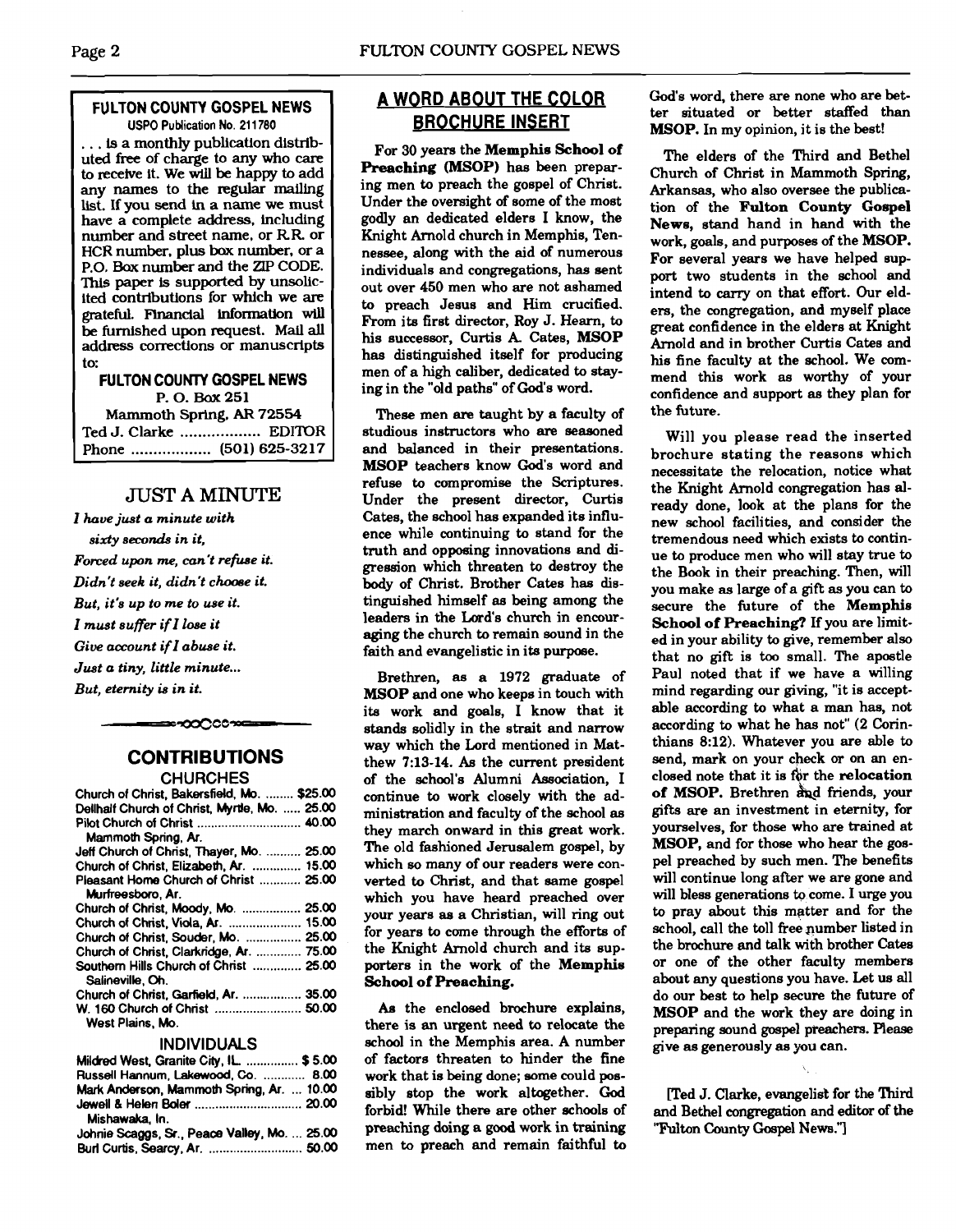## FULTON COUNTY GOSPEL NEWS

USPO Publication No. 211780

. . . is a monthly publication distributed free of charge to any who care to receive it. We will be happy to add any names to the regular mailing list. If you send in a name we must have a complete address, including number and street name, or R.R. or HCR number, plus box number, or a P.O. Box number and the ZIP CODE. This paper is supported by unsolicited contributions for which we are grateful. Financial information will be furnished upon request. Mail all address corrections or manuscripts to:

**FULTON COUNTY GOSPEL NEWS**
P. O. Box 251
Mammoth Spring, AR 72554
Ted J. Clarke .................. EDITOR
Phone .................. (501) 625-3217

## JUST A MINUTE

*I have just a minute with*
*sixty seconds in it,*
*Forced upon me, can't refuse it.*
*Didn't seek it, didn't choose it.*
*But, it's up to me to use it.*
*I must suffer if I lose it*
*Give account if I abuse it.*
*Just a tiny, little minute...*
*But, eternity is in it.*

## CONTRIBUTIONS

### CHURCHES

| | |
|---|---|
| Church of Christ, Bakersfield, Mo. | $25.00 |
| Dellhalf Church of Christ, Myrtle, Mo. | 25.00 |
| Pilot Church of Christ, Mammoth Spring, Ar. | 40.00 |
| Jeff Church of Christ, Thayer, Mo. | 25.00 |
| Church of Christ, Elizabeth, Ar. | 15.00 |
| Pleasant Home Church of Christ, Murfreesboro, Ar. | 25.00 |
| Church of Christ, Moody, Mo. | 25.00 |
| Church of Christ, Viola, Ar. | 15.00 |
| Church of Christ, Souder, Mo. | 25.00 |
| Church of Christ, Clarkridge, Ar. | 75.00 |
| Southern Hills Church of Christ, Salineville, Oh. | 25.00 |
| Church of Christ, Garfield, Ar. | 35.00 |
| W. 160 Church of Christ, West Plains, Mo. | 50.00 |

### INDIVIDUALS

| | |
|---|---|
| Mildred West, Granite City, IL | $ 5.00 |
| Russell Hannum, Lakewood, Co. | 8.00 |
| Mark Anderson, Mammoth Spring, Ar. | 10.00 |
| Jewell & Helen Boler, Mishawaka, In. | 20.00 |
| Johnie Scaggs, Sr., Peace Valley, Mo. | 25.00 |
| Burl Curtis, Searcy, Ar. | 50.00 |

## A WORD ABOUT THE COLOR BROCHURE INSERT

For 30 years the **Memphis School of Preaching (MSOP)** has been preparing men to preach the gospel of Christ. Under the oversight of some of the most godly an dedicated elders I know, the Knight Arnold church in Memphis, Tennessee, along with the aid of numerous individuals and congregations, has sent out over 450 men who are not ashamed to preach Jesus and Him crucified. From its first director, Roy J. Hearn, to his successor, Curtis A. Cates, **MSOP** has distinguished itself for producing men of a high caliber, dedicated to staying in the "old paths" of God's word.

These men are taught by a faculty of studious instructors who are seasoned and balanced in their presentations. **MSOP** teachers know God's word and refuse to compromise the Scriptures. Under the present director, Curtis Cates, the school has expanded its influence while continuing to stand for the truth and opposing innovations and digression which threaten to destroy the body of Christ. Brother Cates has distinguished himself as being among the leaders in the Lord's church in encouraging the church to remain sound in the faith and evangelistic in its purpose.

Brethren, as a 1972 graduate of **MSOP** and one who keeps in touch with its work and goals, I know that it stands solidly in the strait and narrow way which the Lord mentioned in Matthew 7:13-14. As the current president of the school's Alumni Association, I continue to work closely with the administration and faculty of the school as they march onward in this great work. The old fashioned Jerusalem gospel, by which so many of our readers were converted to Christ, and that same gospel which you have heard preached over your years as a Christian, will ring out for years to come through the efforts of the Knight Arnold church and its supporters in the work of the **Memphis School of Preaching.**

As the enclosed brochure explains, there is an urgent need to relocate the school in the Memphis area. A number of factors threaten to hinder the fine work that is being done; some could possibly stop the work altogether. God forbid! While there are other schools of preaching doing a good work in training men to preach and remain faithful to God's word, there are none who are better situated or better staffed than **MSOP.** In my opinion, it is the best!

The elders of the Third and Bethel Church of Christ in Mammoth Spring, Arkansas, who also oversee the publication of the **Fulton County Gospel News,** stand hand in hand with the work, goals, and purposes of the **MSOP.** For several years we have helped support two students in the school and intend to carry on that effort. Our elders, the congregation, and myself place great confidence in the elders at Knight Arnold and in brother Curtis Cates and his fine faculty at the school. We commend this work as worthy of your confidence and support as they plan for the future.

Will you please read the inserted brochure stating the reasons which necessitate the relocation, notice what the Knight Arnold congregation has already done, look at the plans for the new school facilities, and consider the tremendous need which exists to continue to produce men who will stay true to the Book in their preaching. Then, will you make as large of a gift as you can to secure the future of the **Memphis School of Preaching?** If you are limited in your ability to give, remember also that no gift is too small. The apostle Paul noted that if we have a willing mind regarding our giving, "it is acceptable according to what a man has, not according to what he has not" (2 Corinthians 8:12). Whatever you are able to send, mark on your check or on an enclosed note that it is for the **relocation of MSOP.** Brethren and friends, your gifts are an investment in eternity, for yourselves, for those who are trained at **MSOP,** and for those who hear the gospel preached by such men. The benefits will continue long after we are gone and will bless generations to come. I urge you to pray about this matter and for the school, call the toll free number listed in the brochure and talk with brother Cates or one of the other faculty members about any questions you have. Let us all do our best to help secure the future of **MSOP** and the work they are doing in preparing sound gospel preachers. Please give as generously as you can.

[Ted J. Clarke, evangelist for the Third and Bethel congregation and editor of the "Fulton County Gospel News."]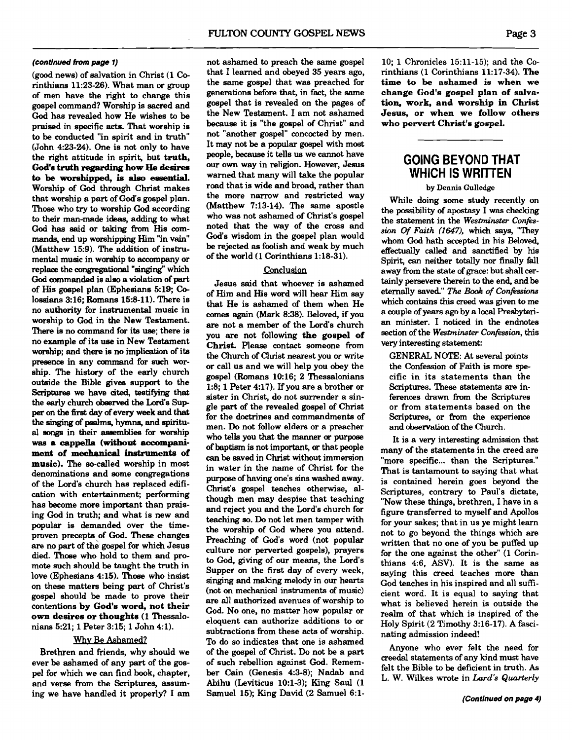*(continued from page 1)*

(good news) of salvation in Christ (1 Corinthians 11:23-26). What man or group of men have the right to change this gospel command? Worship is sacred and God has revealed how He wishes to be praised in specific acts. That worship is to be conducted "in spirit and in truth" (John 4:23-24). One is not only to have the right attitude in spirit, but **truth, God's truth regarding how He desires to be worshipped, is also essential.** Worship of God through Christ makes that worship a part of God's gospel plan. Those who try to worship God according to their man-made ideas, adding to what God has said or taking from His commands, end up worshipping Him "in vain" (Matthew 15:9). The addition of instrumental music in worship to accompany or replace the congregational "singing" which God commanded is also a violation of part of His gospel plan (Ephesians 5:19; Colossians 3:16; Romans 15:8-11). There is no authority for instrumental music in worship to God in the New Testament. There is no command for its use; there is no example of its use in New Testament worship; and there is no implication of its presence in any command for such worship. The history of the early church outside the Bible gives support to the Scriptures we have cited, testifying that the early church observed the Lord's Supper on the first day of every week and that the singing of psalms, hymns, and spiritual songs in their assemblies for worship **was a cappella (without accompaniment of mechanical instruments of music).** The so-called worship in most denominations and some congregations of the Lord's church has replaced edification with entertainment; performing has become more important than praising God in truth; and what is new and popular is demanded over the time-proven precepts of God. These changes are no part of the gospel for which Jesus died. Those who hold to them and promote such should be taught the truth in love (Ephesians 4:15). Those who insist on these matters being part of Christ's gospel should be made to prove their contentions **by God's word, not their own desires or thoughts** (1 Thessalonians 5:21; 1 Peter 3:15; 1 John 4:1).

### Why Be Ashamed?

Brethren and friends, why should we ever be ashamed of any part of the gospel for which we can find book, chapter, and verse from the Scriptures, assuming we have handled it properly? I am not ashamed to preach the same gospel that I learned and obeyed 35 years ago, the same gospel that was preached for generations before that, in fact, the same gospel that is revealed on the pages of the New Testament. I am not ashamed because it is "the gospel of Christ" and not "another gospel" concocted by men. It may not be a popular gospel with most people, because it tells us we cannot have our own way in religion. However, Jesus warned that many will take the popular road that is wide and broad, rather than the more narrow and restricted way (Matthew 7:13-14). The same apostle who was not ashamed of Christ's gospel noted that the way of the cross and God's wisdom in the gospel plan would be rejected as foolish and weak by much of the world (1 Corinthians 1:18-31).

### Conclusion

Jesus said that whoever is ashamed of Him and His word will hear Him say that He is ashamed of them when He comes again (Mark 8:38). Beloved, if you are not a member of the Lord's church you are not following **the gospel of Christ.** Please contact someone from the Church of Christ nearest you or write or call us and we will help you obey the gospel (Romans 10:16; 2 Thessalonians 1:8; 1 Peter 4:17). If you are a brother or sister in Christ, do not surrender a single part of the revealed gospel of Christ for the doctrines and commandments of men. Do not follow elders or a preacher who tells you that the manner or purpose of baptism is not important, or that people can be saved in Christ without immersion in water in the name of Christ for the purpose of having one's sins washed away. Christ's gospel teaches otherwise, although men may despise that teaching and reject you and the Lord's church for teaching so. Do not let men tamper with the worship of God where you attend. Preaching of God's word (not popular culture nor perverted gospels), prayers to God, giving of our means, the Lord's Supper on the first day of every week, singing and making melody in our hearts (not on mechanical instruments of music) are all authorized avenues of worship to God. No one, no matter how popular or eloquent can authorize additions to or subtractions from these acts of worship. To do so indicates that one is ashamed of the gospel of Christ. Do not be a part of such rebellion against God. Remember Cain (Genesis 4:3-8); Nadab and Abihu (Leviticus 10:1-3); King Saul (1 Samuel 15); King David (2 Samuel 6:1-10; 1 Chronicles 15:11-15); and the Corinthians (1 Corinthians 11:17-34). **The time to be ashamed is when we change God's gospel plan of salvation, work, and worship in Christ Jesus, or when we follow others who pervert Christ's gospel.**

## GOING BEYOND THAT WHICH IS WRITTEN

by Dennis Gulledge

While doing some study recently on the possibility of apostasy I was checking the statement in the *Westminster Confession Of Faith (1647)*, which says, "They whom God hath accepted in his Beloved, effectually called and sanctified by his Spirit, can neither totally nor finally fall away from the state of grace: but shall certainly persevere therein to the end, and be eternally saved." *The Book of Confessions* which contains this creed was given to me a couple of years ago by a local Presbyterian minister. I noticed in the endnotes section of the *Westminster Confession*, this very interesting statement:

> GENERAL NOTE: At several points the Confession of Faith is more specific in its statements than the Scriptures. These statements are inferences drawn from the Scriptures or from statements based on the Scriptures, or from the experience and observation of the Church.

It is a very interesting admission that many of the statements in the creed are "more specific... than the Scriptures." That is tantamount to saying that what is contained herein goes beyond the Scriptures, contrary to Paul's dictate, "Now these things, brethren, I have in a figure transferred to myself and Apollos for your sakes; that in us ye might learn not to go beyond the things which are written that no one of you be puffed up for the one against the other" (1 Corinthians 4:6, ASV). It is the same as saying this creed teaches more than God teaches in his inspired and all sufficient word. It is equal to saying that what is believed herein is outside the realm of that which is inspired of the Holy Spirit (2 Timothy 3:16-17). A fascinating admission indeed!

Anyone who ever felt the need for creedal statements of any kind must have felt the Bible to be deficient in truth. As L. W. Wilkes wrote in *Lard's Quarterly*

*(Continued on page 4)*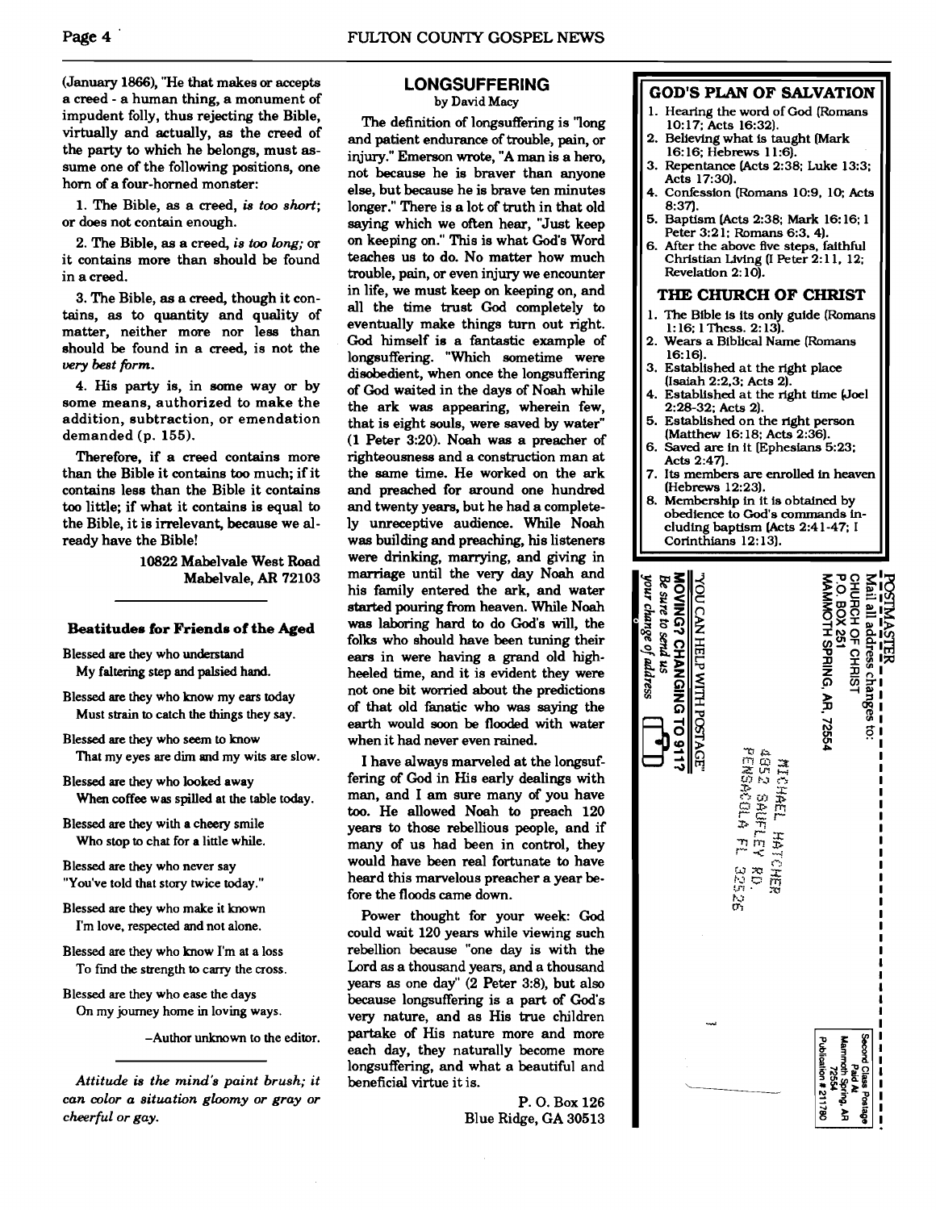(January 1866), "He that makes or accepts a creed - a human thing, a monument of impudent folly, thus rejecting the Bible, virtually and actually, as the creed of the party to which he belongs, must assume one of the following positions, one horn of a four-horned monster:

1. The Bible, as a creed, *is too short*; or does not contain enough.

2. The Bible, as a creed, *is too long;* or it contains more than should be found in a creed.

3. The Bible, as a creed, though it contains, as to quantity and quality of matter, neither more nor less than should be found in a creed, is not the *very best form*.

4. His party is, in some way or by some means, authorized to make the addition, subtraction, or emendation demanded (p. 155).

Therefore, if a creed contains more than the Bible it contains too much; if it contains less than the Bible it contains too little; if what it contains is equal to the Bible, it is irrelevant, because we already have the Bible!

10822 Mabelvale West Road
Mabelvale, AR 72103

---

### Beatitudes for Friends of the Aged

Blessed are they who understand
My faltering step and palsied hand.

Blessed are they who know my ears today
Must strain to catch the things they say.

Blessed are they who seem to know
That my eyes are dim and my wits are slow.

Blessed are they who looked away
When coffee was spilled at the table today.

Blessed are they with a cheery smile
Who stop to chat for a little while.

Blessed are they who never say
"You've told that story twice today."

Blessed are they who make it known
I'm love, respected and not alone.

Blessed are they who know I'm at a loss
To find the strength to carry the cross.

Blessed are they who ease the days
On my journey home in loving ways.

–Author unknown to the editor.

---

*Attitude is the mind's paint brush; it can color a situation gloomy or gray or cheerful or gay.*

## LONGSUFFERING

by David Macy

The definition of longsuffering is "long and patient endurance of trouble, pain, or injury." Emerson wrote, "A man is a hero, not because he is braver than anyone else, but because he is brave ten minutes longer." There is a lot of truth in that old saying which we often hear, "Just keep on keeping on." This is what God's Word teaches us to do. No matter how much trouble, pain, or even injury we encounter in life, we must keep on keeping on, and all the time trust God completely to eventually make things turn out right. God himself is a fantastic example of longsuffering. "Which sometime were disobedient, when once the longsuffering of God waited in the days of Noah while the ark was appearing, wherein few, that is eight souls, were saved by water" (1 Peter 3:20). Noah was a preacher of righteousness and a construction man at the same time. He worked on the ark and preached for around one hundred and twenty years, but he had a completely unreceptive audience. While Noah was building and preaching, his listeners were drinking, marrying, and giving in marriage until the very day Noah and his family entered the ark, and water started pouring from heaven. While Noah was laboring hard to do God's will, the folks who should have been tuning their ears in were having a grand old high-heeled time, and it is evident they were not one bit worried about the predictions of that old fanatic who was saying the earth would soon be flooded with water when it had never even rained.

I have always marveled at the longsuffering of God in His early dealings with man, and I am sure many of you have too. He allowed Noah to preach 120 years to those rebellious people, and if many of us had been in control, they would have been real fortunate to have heard this marvelous preacher a year before the floods came down.

Power thought for your week: God could wait 120 years while viewing such rebellion because "one day is with the Lord as a thousand years, and a thousand years as one day" (2 Peter 3:8), but also because longsuffering is a part of God's very nature, and as His true children partake of His nature more and more each day, they naturally become more longsuffering, and what a beautiful and beneficial virtue it is.

P. O. Box 126
Blue Ridge, GA 30513

### GOD'S PLAN OF SALVATION

1. Hearing the word of God (Romans 10:17; Acts 16:32).
2. Believing what is taught (Mark 16:16; Hebrews 11:6).
3. Repentance (Acts 2:38; Luke 13:3; Acts 17:30).
4. Confession (Romans 10:9, 10; Acts 8:37).
5. Baptism (Acts 2:38; Mark 16:16; 1 Peter 3:21; Romans 6:3, 4).
6. After the above five steps, faithful Christian Living (I Peter 2:11, 12; Revelation 2:10).

### THE CHURCH OF CHRIST

1. The Bible is its only guide (Romans 1:16; 1 Thess. 2:13).
2. Wears a Biblical Name (Romans 16:16).
3. Established at the right place (Isaiah 2:2,3; Acts 2).
4. Established at the right time (Joel 2:28-32; Acts 2).
5. Established on the right person (Matthew 16:18; Acts 2:36).
6. Saved are in it (Ephesians 5:23; Acts 2:47).
7. Its members are enrolled in heaven (Hebrews 12:23).
8. Membership in it is obtained by obedience to God's commands including baptism (Acts 2:41-47; I Corinthians 12:13).

POSTMASTER
Mail all address changes to:
CHURCH OF CHRIST
P.O. BOX 251
MAMMOTH SPRING, AR, 72554

Second Class Postage Paid At Mammoth Spring, AR 72554 Publication # 211780

MICHAEL HATCHER
4852 SAUFLEY RD.
PENSACOLA FL 32526

"YOU CAN HELP WITH POSTAGE"
MOVING? CHANGING TO 911?
*Be sure to send us your change of address*